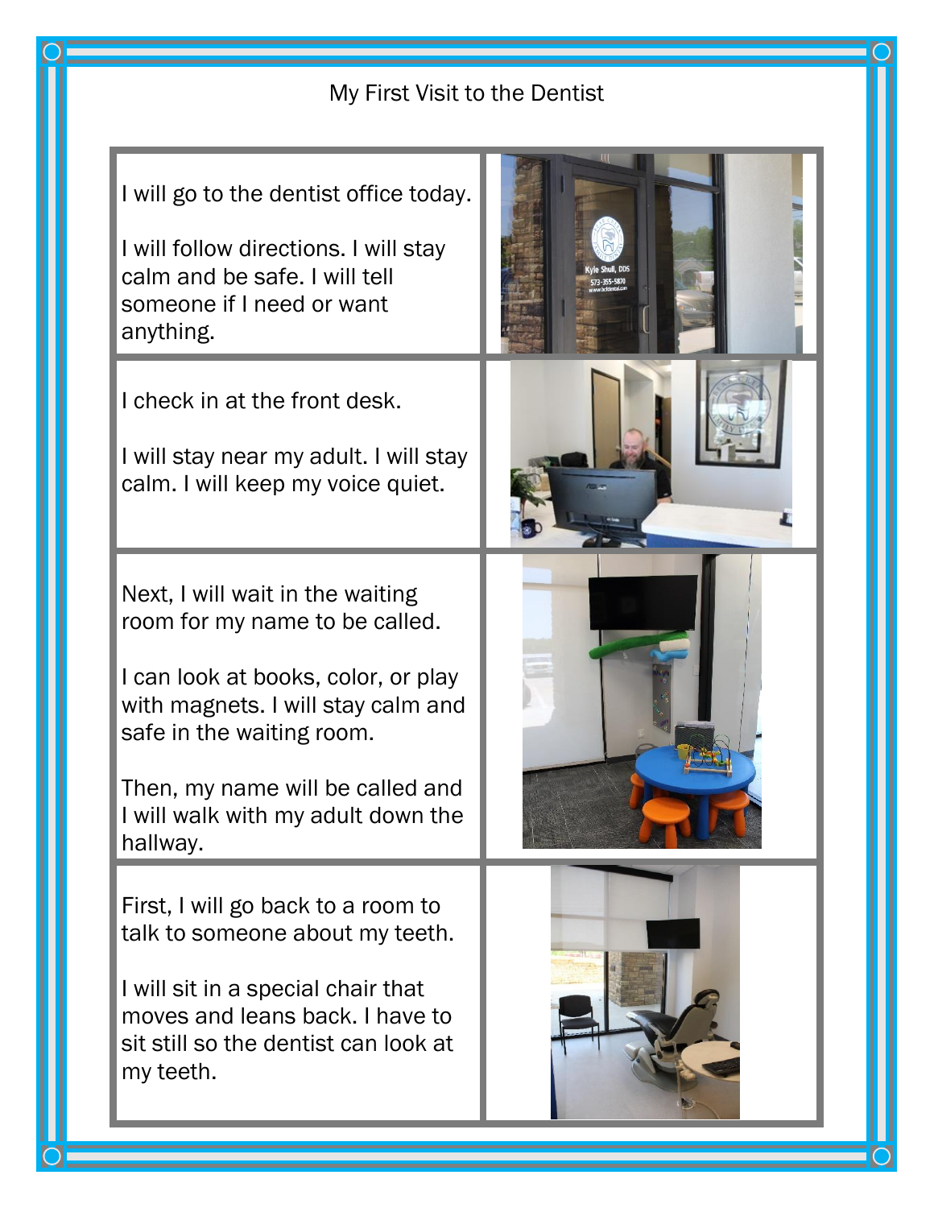# My First Visit to the Dentist

I will go to the dentist office today.

I will follow directions. I will stay calm and be safe. I will tell someone if I need or want anything.

I check in at the front desk.

I will stay near my adult. I will stay calm. I will keep my voice quiet.

Next, I will wait in the waiting room for my name to be called.

I can look at books, color, or play with magnets. I will stay calm and safe in the waiting room.

Then, my name will be called and I will walk with my adult down the hallway.

First, I will go back to a room to talk to someone about my teeth.

I will sit in a special chair that moves and leans back. I have to sit still so the dentist can look at my teeth.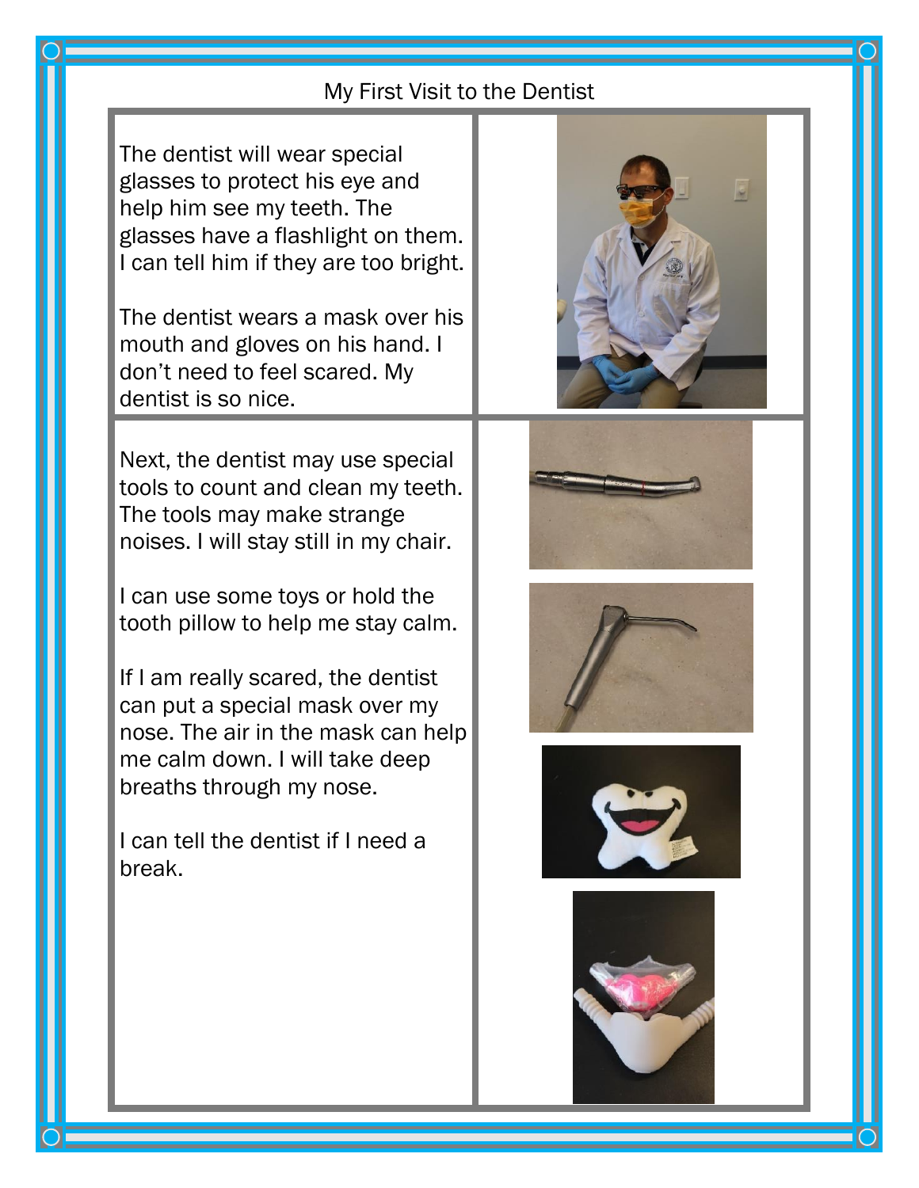My First Visit to the Dentist

The dentist will wear special glasses to protect his eye and help him see my teeth. The glasses have a flashlight on them. I can tell him if they are too bright.

The dentist wears a mask over his mouth and gloves on his hand. I don't need to feel scared. My dentist is so nice.

Next, the dentist may use special tools to count and clean my teeth. The tools may make strange noises. I will stay still in my chair.

I can use some toys or hold the tooth pillow to help me stay calm.

If I am really scared, the dentist can put a special mask over my nose. The air in the mask can help me calm down. I will take deep breaths through my nose.

I can tell the dentist if I need a break.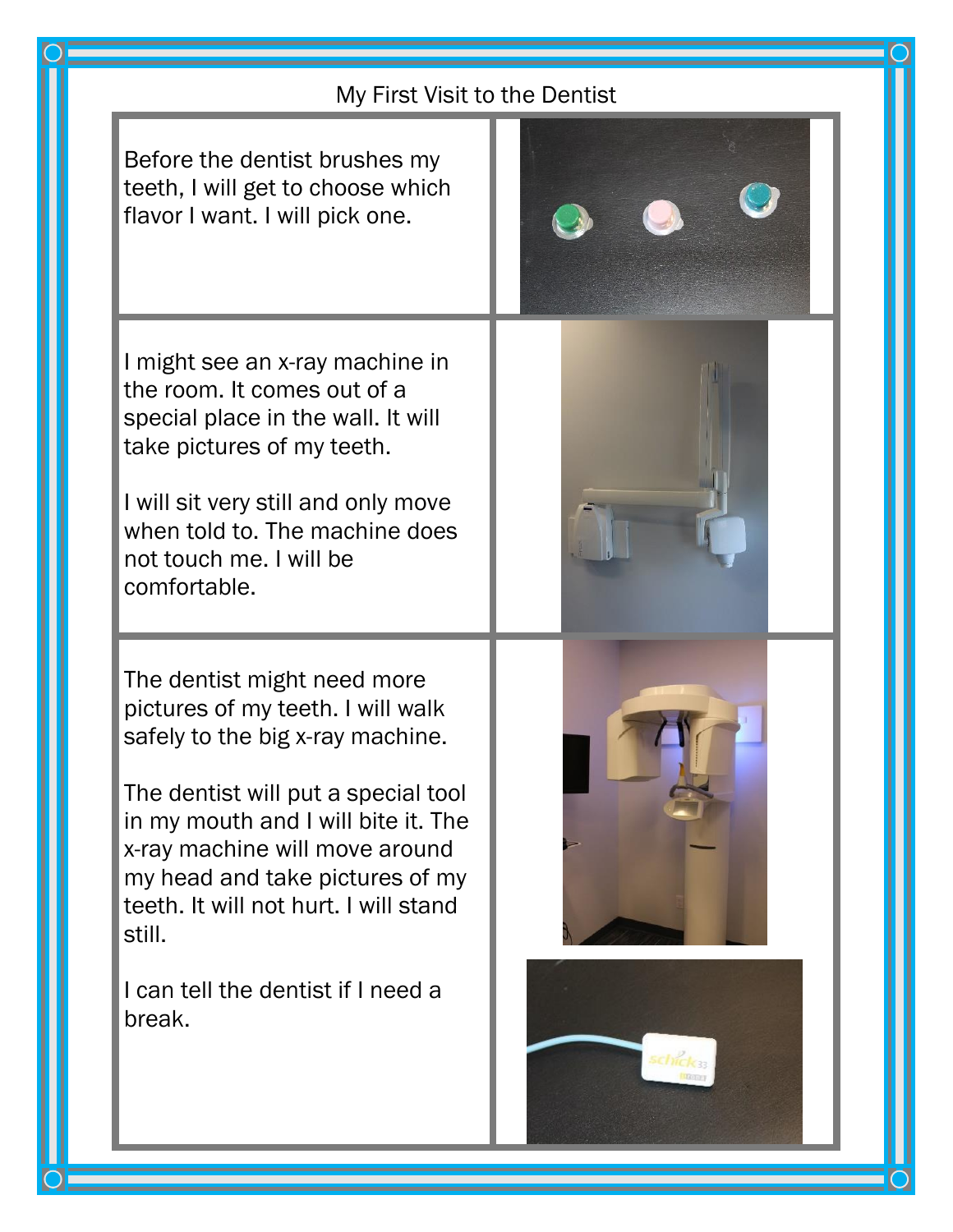My First Visit to the Dentist

Before the dentist brushes my teeth, I will get to choose which flavor I want. I will pick one.

I might see an x-ray machine in the room. It comes out of a special place in the wall. It will take pictures of my teeth.

I will sit very still and only move when told to. The machine does not touch me. I will be comfortable.

The dentist might need more pictures of my teeth. I will walk safely to the big x-ray machine.

The dentist will put a special tool in my mouth and I will bite it. The x-ray machine will move around my head and take pictures of my teeth. It will not hurt. I will stand still.

I can tell the dentist if I need a break.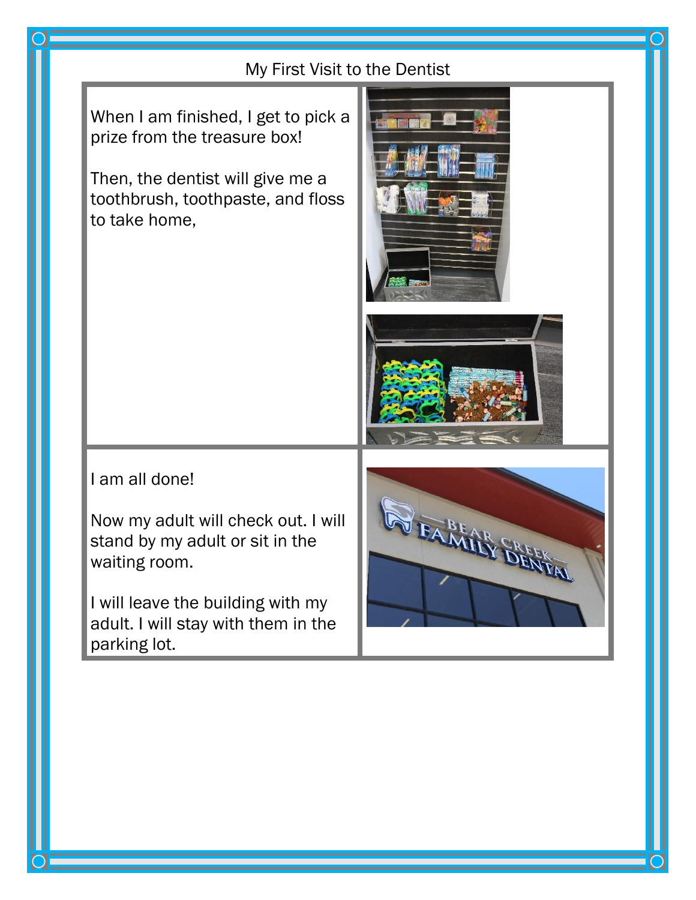My First Visit to the Dentist

When I am finished, I get to pick a prize from the treasure box!

Then, the dentist will give me a toothbrush, toothpaste, and floss to take home,

I am all done!

Now my adult will check out. I will stand by my adult or sit in the waiting room.

I will leave the building with my adult. I will stay with them in the parking lot.